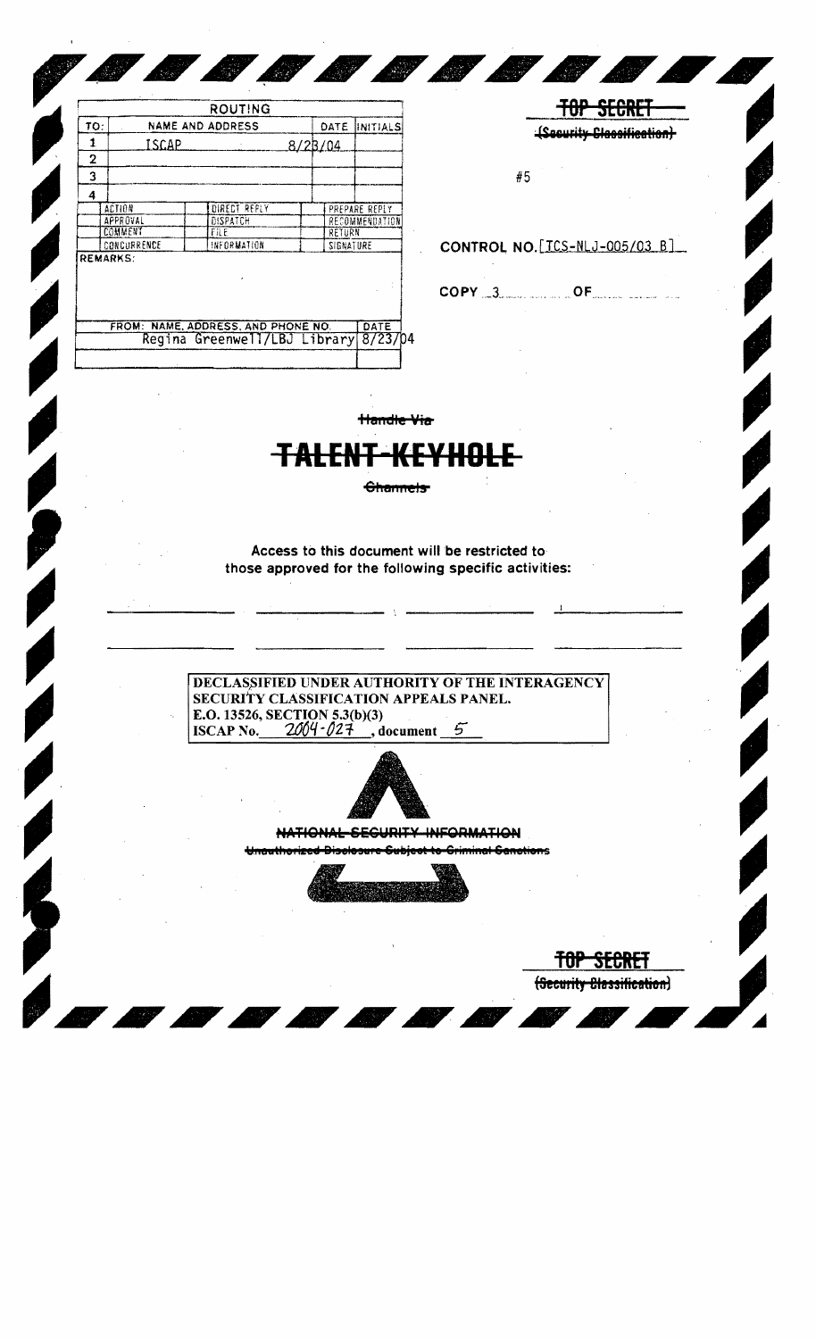| ROUTING | | | |
|---|---|---|---|
| TO: | NAME AND ADDRESS | DATE | INITIALS |
| 1 | ISCAP | 8/23/04 | |
| 2 | | | |
| 3 | | | |
| 4 | | | |

| ACTION | DIRECT REPLY | PREPARE REPLY |
|---|---|---|
| APPROVAL | DISPATCH | RECOMMENDATION |
| COMMENT | FILE | RETURN |
| CONCURRENCE | INFORMATION | SIGNATURE |

REMARKS:

| FROM: NAME, ADDRESS, AND PHONE NO. | DATE |
|---|---|
| Regina Greenwell/LBJ Library | 8/23/04 |

~~TOP SECRET~~

~~(Security Classification)~~

#5

CONTROL NO. [ICS-NLJ-005/03 B]

COPY 3 OF

~~Handle Via~~

# ~~TALENT-KEYHOLE~~

~~Channels~~

Access to this document will be restricted to those approved for the following specific activities:

DECLASSIFIED UNDER AUTHORITY OF THE INTERAGENCY SECURITY CLASSIFICATION APPEALS PANEL.
E.O. 13526, SECTION 5.3(b)(3)
ISCAP No. 2004-027, document 5

~~NATIONAL SECURITY INFORMATION~~

~~Unauthorized Disclosure Subject to Criminal Sanctions~~

~~TOP SECRET~~

~~(Security Classification)~~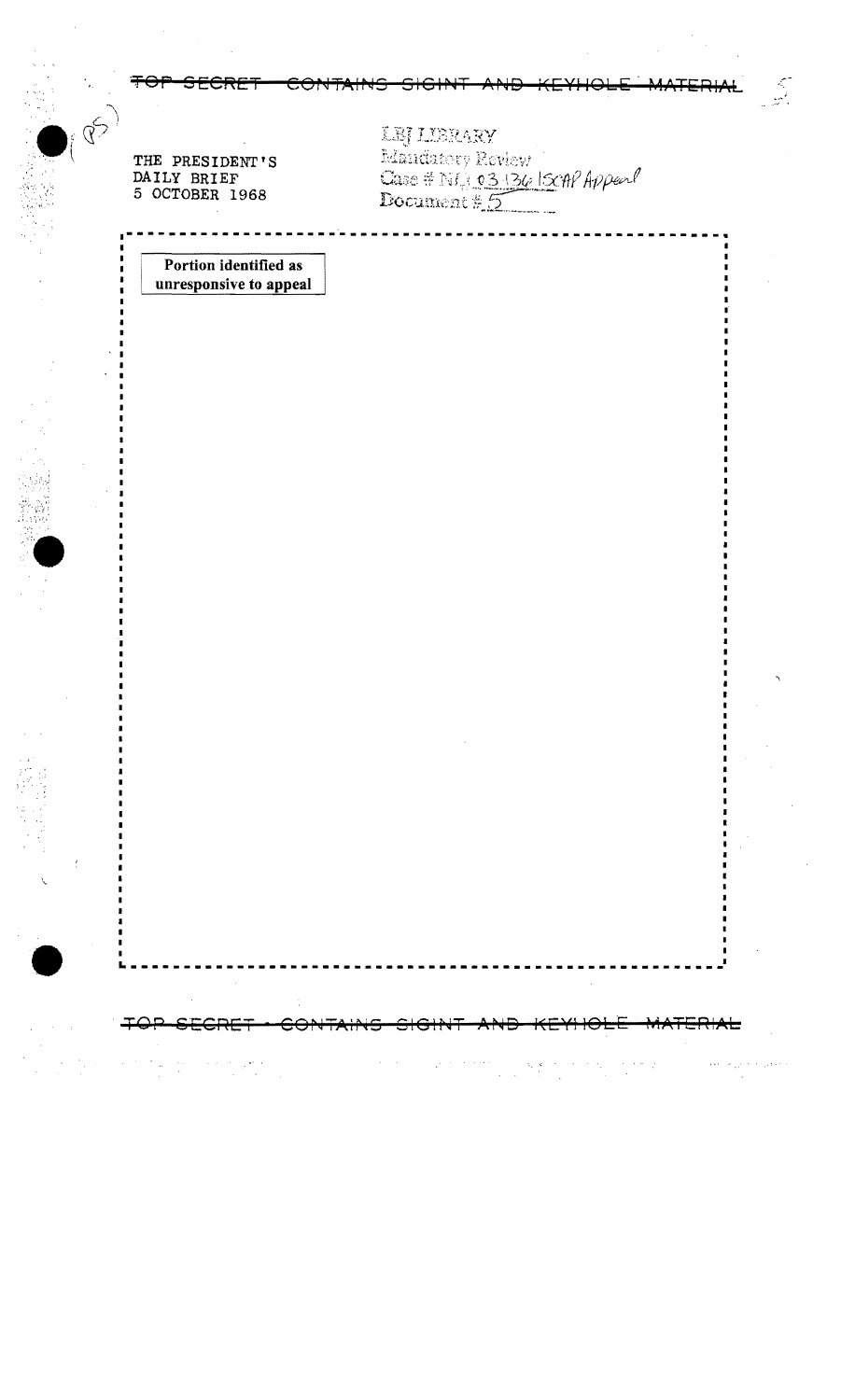~~TOP SECRET CONTAINS SIGINT AND KEYHOLE MATERIAL~~

THE PRESIDENT'S DAILY BRIEF
5 OCTOBER 1968

LBJ LIBRARY
Mandatory Review
Case # NLJ 03-136 ISCAP Appeal
Document # 5

**Portion identified as unresponsive to appeal**

~~TOP SECRET CONTAINS SIGINT AND KEYHOLE MATERIAL~~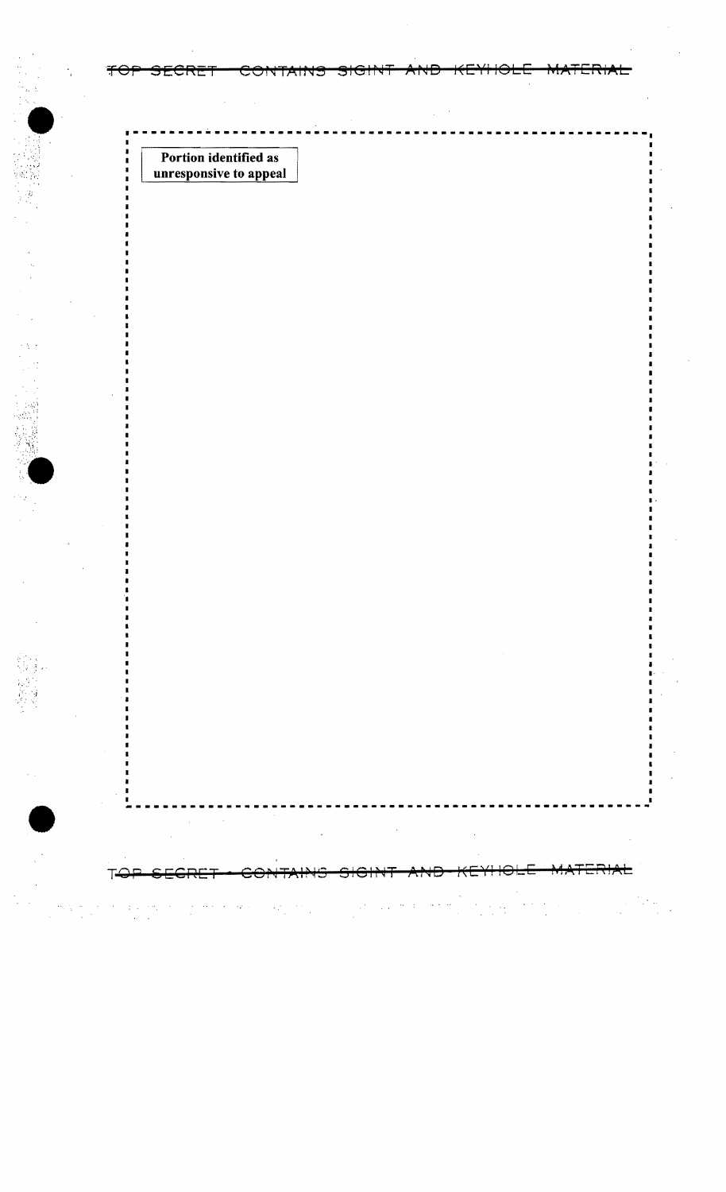Portion identified as unresponsive to appeal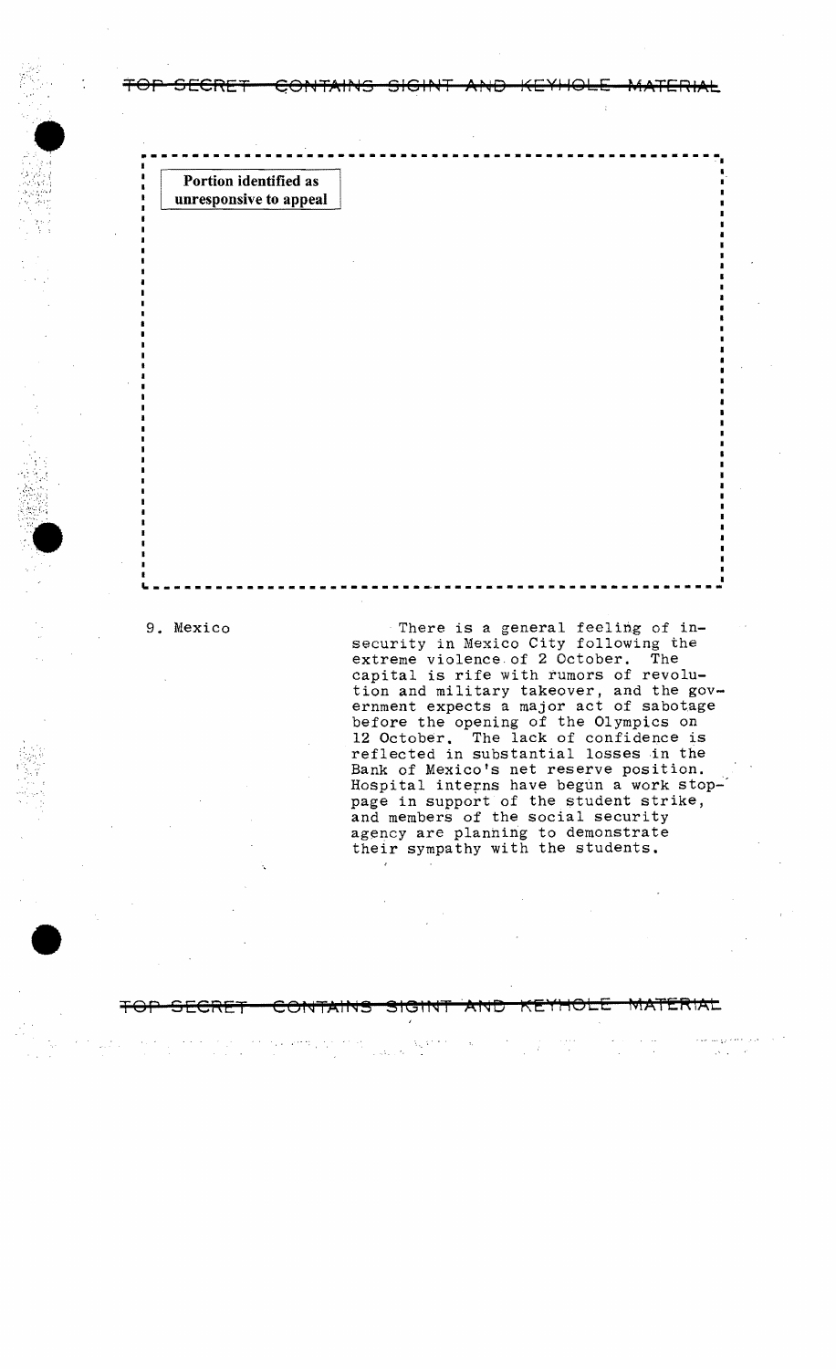TOP SECRET CONTAINS SIGINT AND KEYHOLE MATERIAL

Portion identified as unresponsive to appeal

9. Mexico

There is a general feeling of insecurity in Mexico City following the extreme violence of 2 October. The capital is rife with rumors of revolution and military takeover, and the government expects a major act of sabotage before the opening of the Olympics on 12 October. The lack of confidence is reflected in substantial losses in the Bank of Mexico's net reserve position. Hospital interns have begun a work stoppage in support of the student strike, and members of the social security agency are planning to demonstrate their sympathy with the students.

TOP SECRET CONTAINS SIGINT AND KEYHOLE MATERIAL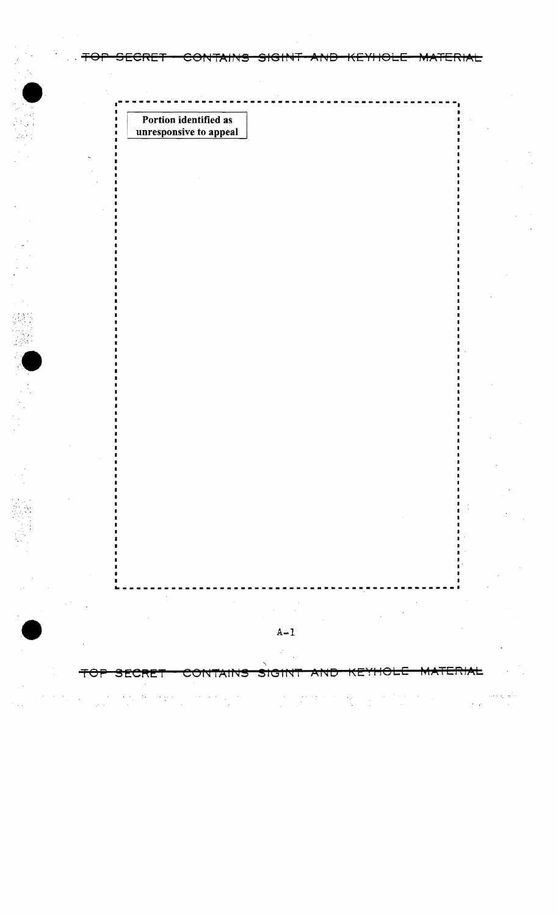Portion identified as unresponsive to appeal

A-1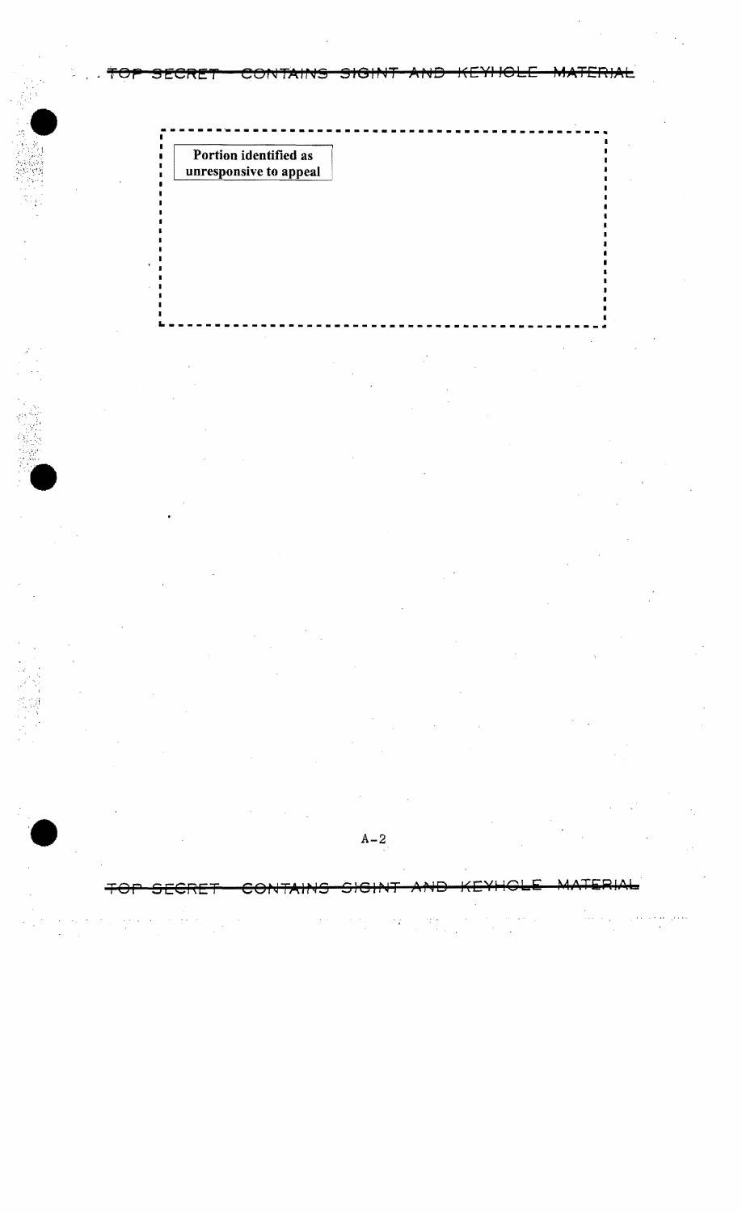TOP SECRET CONTAINS SIGINT AND KEYHOLE MATERIAL

Portion identified as unresponsive to appeal

A-2

TOP SECRET CONTAINS SIGINT AND KEYHOLE MATERIAL